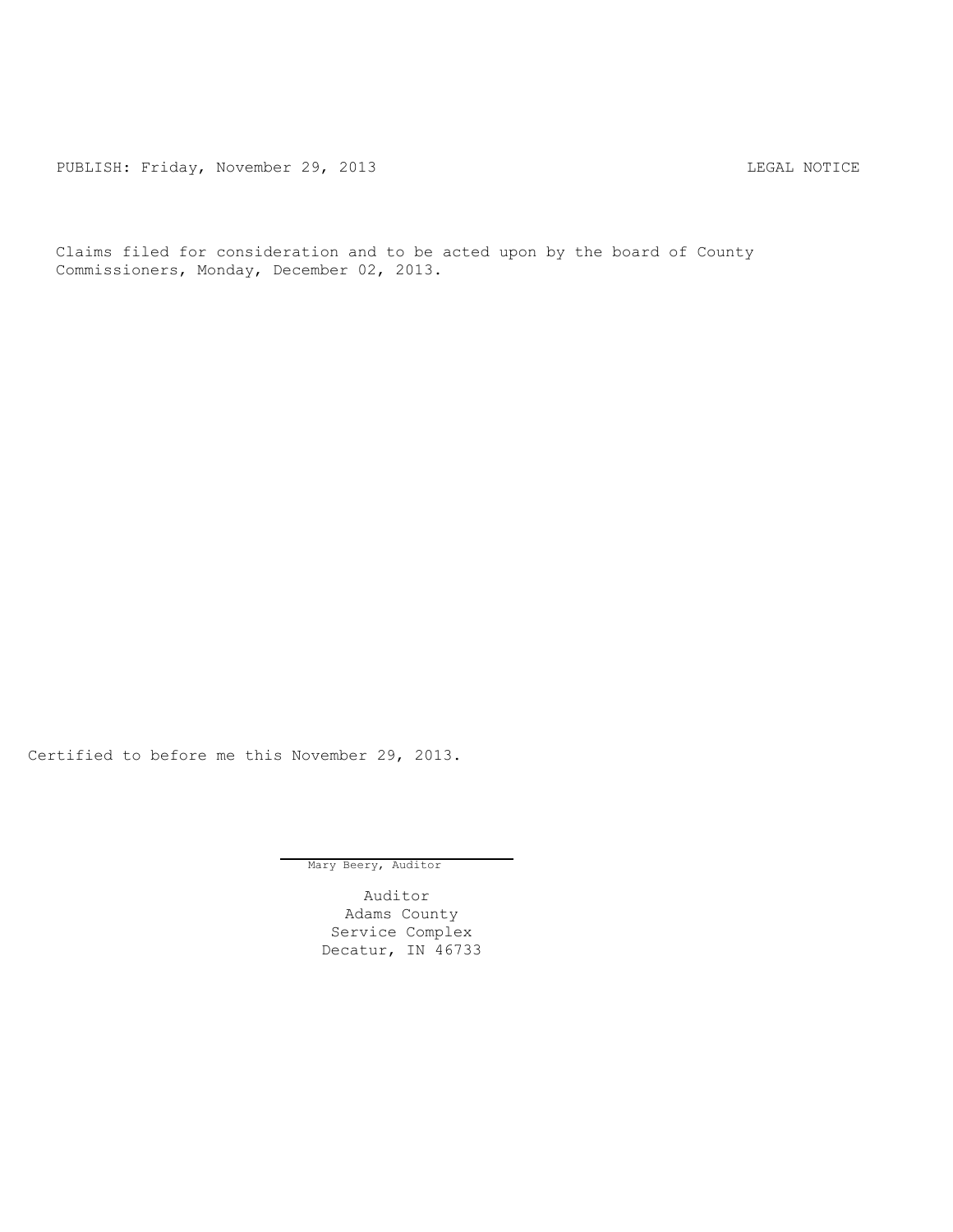PUBLISH: Friday, November 29, 2013 LEGAL NOTICE

Claims filed for consideration and to be acted upon by the board of County Commissioners, Monday, December 02, 2013.

Certified to before me this November 29, 2013.

Mary Beery, Auditor

Auditor
Adams County
Service Complex
Decatur, IN 46733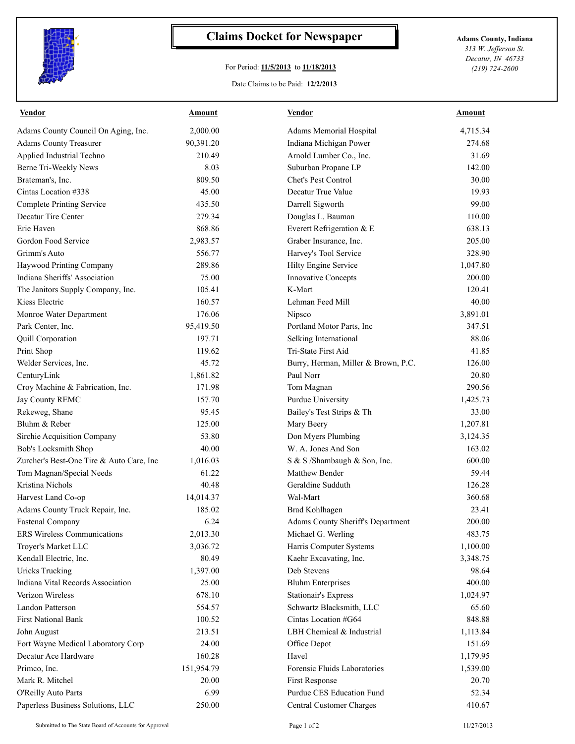# Claims Docket for Newspaper

For Period: **11/5/2013** to **11/18/2013**

Date Claims to be Paid: **12/2/2013**

**Adams County, Indiana**
*313 W. Jefferson St.*
*Decatur, IN 46733*
*(219) 724-2600*

| Vendor | Amount | Vendor | Amount |
|---|---|---|---|
| Adams County Council On Aging, Inc. | 2,000.00 | Adams Memorial Hospital | 4,715.34 |
| Adams County Treasurer | 90,391.20 | Indiana Michigan Power | 274.68 |
| Applied Industrial Techno | 210.49 | Arnold Lumber Co., Inc. | 31.69 |
| Berne Tri-Weekly News | 8.03 | Suburban Propane LP | 142.00 |
| Brateman's, Inc. | 809.50 | Chet's Pest Control | 30.00 |
| Cintas Location #338 | 45.00 | Decatur True Value | 19.93 |
| Complete Printing Service | 435.50 | Darrell Sigworth | 99.00 |
| Decatur Tire Center | 279.34 | Douglas L. Bauman | 110.00 |
| Erie Haven | 868.86 | Everett Refrigeration & E | 638.13 |
| Gordon Food Service | 2,983.57 | Graber Insurance, Inc. | 205.00 |
| Grimm's Auto | 556.77 | Harvey's Tool Service | 328.90 |
| Haywood Printing Company | 289.86 | Hilty Engine Service | 1,047.80 |
| Indiana Sheriffs' Association | 75.00 | Innovative Concepts | 200.00 |
| The Janitors Supply Company, Inc. | 105.41 | K-Mart | 120.41 |
| Kiess Electric | 160.57 | Lehman Feed Mill | 40.00 |
| Monroe Water Department | 176.06 | Nipsco | 3,891.01 |
| Park Center, Inc. | 95,419.50 | Portland Motor Parts, Inc | 347.51 |
| Quill Corporation | 197.71 | Selking International | 88.06 |
| Print Shop | 119.62 | Tri-State First Aid | 41.85 |
| Welder Services, Inc. | 45.72 | Burry, Herman, Miller & Brown, P.C. | 126.00 |
| CenturyLink | 1,861.82 | Paul Norr | 20.80 |
| Croy Machine & Fabrication, Inc. | 171.98 | Tom Magnan | 290.56 |
| Jay County REMC | 157.70 | Purdue University | 1,425.73 |
| Rekeweg, Shane | 95.45 | Bailey's Test Strips & Th | 33.00 |
| Bluhm & Reber | 125.00 | Mary Beery | 1,207.81 |
| Sirchie Acquisition Company | 53.80 | Don Myers Plumbing | 3,124.35 |
| Bob's Locksmith Shop | 40.00 | W. A. Jones And Son | 163.02 |
| Zurcher's Best-One Tire & Auto Care, Inc | 1,016.03 | S & S /Shambaugh & Son, Inc. | 600.00 |
| Tom Magnan/Special Needs | 61.22 | Matthew Bender | 59.44 |
| Kristina Nichols | 40.48 | Geraldine Sudduth | 126.28 |
| Harvest Land Co-op | 14,014.37 | Wal-Mart | 360.68 |
| Adams County Truck Repair, Inc. | 185.02 | Brad Kohlhagen | 23.41 |
| Fastenal Company | 6.24 | Adams County Sheriff's Department | 200.00 |
| ERS Wireless Communications | 2,013.30 | Michael G. Werling | 483.75 |
| Troyer's Market LLC | 3,036.72 | Harris Computer Systems | 1,100.00 |
| Kendall Electric, Inc. | 80.49 | Kaehr Excavating, Inc. | 3,348.75 |
| Uricks Trucking | 1,397.00 | Deb Stevens | 98.64 |
| Indiana Vital Records Association | 25.00 | Bluhm Enterprises | 400.00 |
| Verizon Wireless | 678.10 | Stationair's Express | 1,024.97 |
| Landon Patterson | 554.57 | Schwartz Blacksmith, LLC | 65.60 |
| First National Bank | 100.52 | Cintas Location #G64 | 848.88 |
| John August | 213.51 | LBH Chemical & Industrial | 1,113.84 |
| Fort Wayne Medical Laboratory Corp | 24.00 | Office Depot | 151.69 |
| Decatur Ace Hardware | 160.28 | Havel | 1,179.95 |
| Primco, Inc. | 151,954.79 | Forensic Fluids Laboratories | 1,539.00 |
| Mark R. Mitchel | 20.00 | First Response | 20.70 |
| O'Reilly Auto Parts | 6.99 | Purdue CES Education Fund | 52.34 |
| Paperless Business Solutions, LLC | 250.00 | Central Customer Charges | 410.67 |

Submitted to The State Board of Accounts for Approval

11/27/2013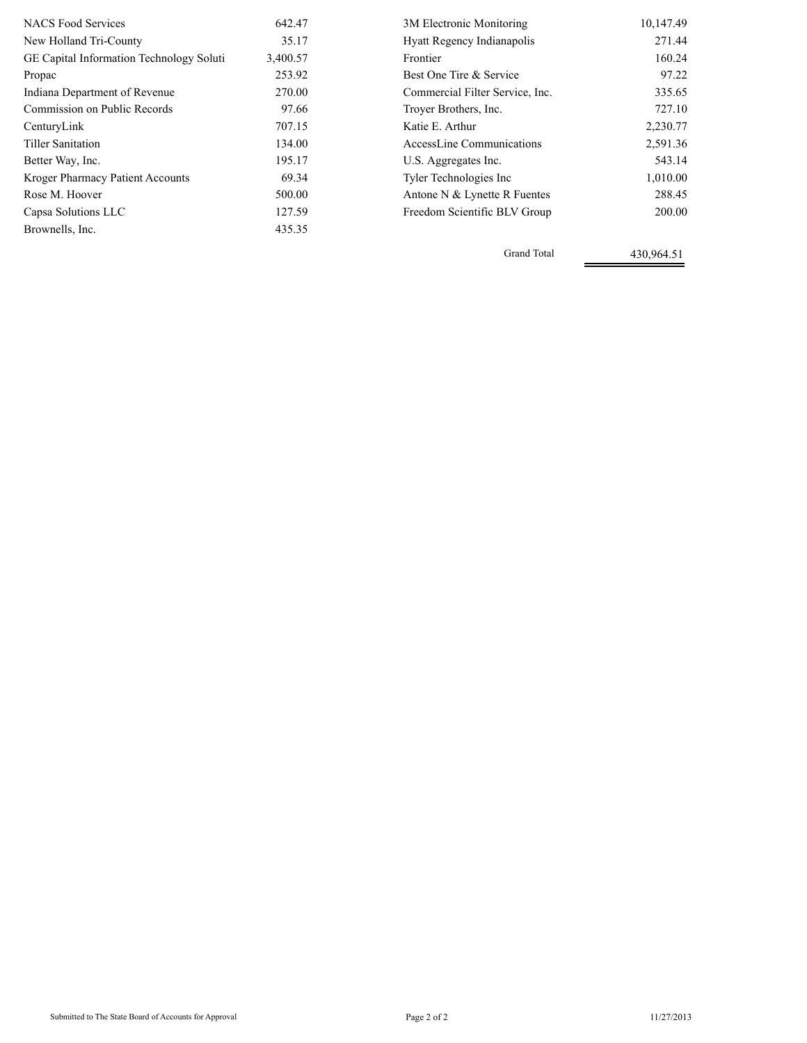| | | | |
|---|---|---|---|
| NACS Food Services | 642.47 | 3M Electronic Monitoring | 10,147.49 |
| New Holland Tri-County | 35.17 | Hyatt Regency Indianapolis | 271.44 |
| GE Capital Information Technology Soluti | 3,400.57 | Frontier | 160.24 |
| Propac | 253.92 | Best One Tire & Service | 97.22 |
| Indiana Department of Revenue | 270.00 | Commercial Filter Service, Inc. | 335.65 |
| Commission on Public Records | 97.66 | Troyer Brothers, Inc. | 727.10 |
| CenturyLink | 707.15 | Katie E. Arthur | 2,230.77 |
| Tiller Sanitation | 134.00 | AccessLine Communications | 2,591.36 |
| Better Way, Inc. | 195.17 | U.S. Aggregates Inc. | 543.14 |
| Kroger Pharmacy Patient Accounts | 69.34 | Tyler Technologies Inc | 1,010.00 |
| Rose M. Hoover | 500.00 | Antone N & Lynette R Fuentes | 288.45 |
| Capsa Solutions LLC | 127.59 | Freedom Scientific BLV Group | 200.00 |
| Brownells, Inc. | 435.35 | | |
| | | Grand Total | 430,964.51 |

Submitted to The State Board of Accounts for Approval

11/27/2013